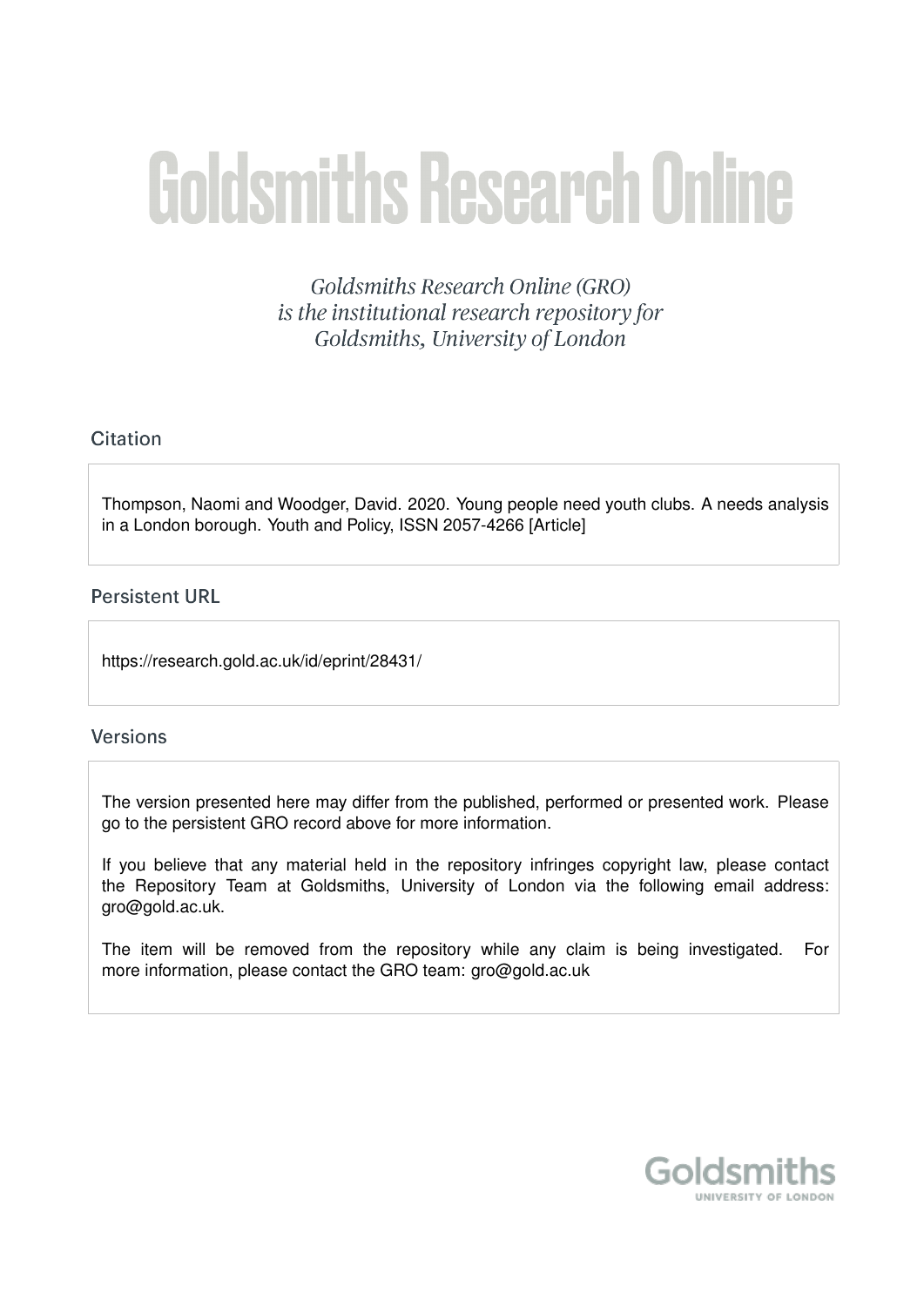# Goldsmiths Research Online

*Goldsmiths Research Online (GRO) is the institutional research repository for Goldsmiths, University of London*

## Citation

Thompson, Naomi and Woodger, David. 2020. Young people need youth clubs. A needs analysis in a London borough. Youth and Policy, ISSN 2057-4266 [Article]

## Persistent URL

https://research.gold.ac.uk/id/eprint/28431/

## Versions

The version presented here may differ from the published, performed or presented work. Please go to the persistent GRO record above for more information.

If you believe that any material held in the repository infringes copyright law, please contact the Repository Team at Goldsmiths, University of London via the following email address: gro@gold.ac.uk.

The item will be removed from the repository while any claim is being investigated. For more information, please contact the GRO team: gro@gold.ac.uk

Goldsmiths
UNIVERSITY OF LONDON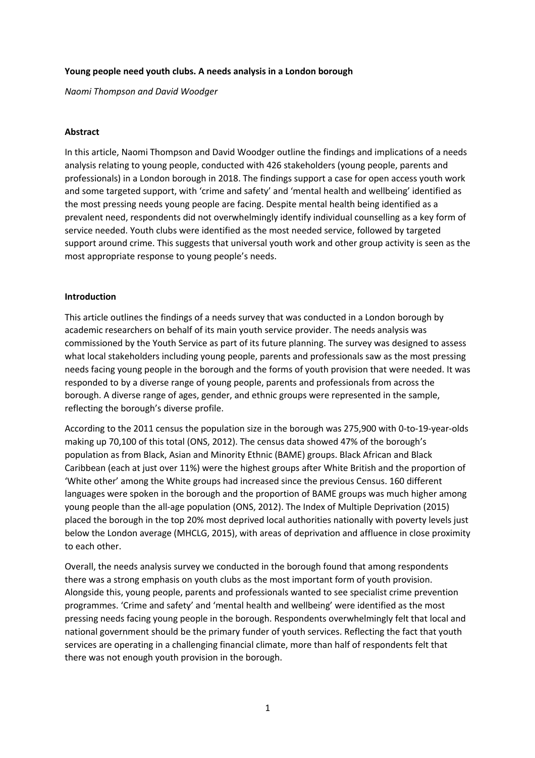**Young people need youth clubs. A needs analysis in a London borough**

*Naomi Thompson and David Woodger*

**Abstract**

In this article, Naomi Thompson and David Woodger outline the findings and implications of a needs analysis relating to young people, conducted with 426 stakeholders (young people, parents and professionals) in a London borough in 2018. The findings support a case for open access youth work and some targeted support, with 'crime and safety' and 'mental health and wellbeing' identified as the most pressing needs young people are facing. Despite mental health being identified as a prevalent need, respondents did not overwhelmingly identify individual counselling as a key form of service needed. Youth clubs were identified as the most needed service, followed by targeted support around crime. This suggests that universal youth work and other group activity is seen as the most appropriate response to young people's needs.

**Introduction**

This article outlines the findings of a needs survey that was conducted in a London borough by academic researchers on behalf of its main youth service provider. The needs analysis was commissioned by the Youth Service as part of its future planning. The survey was designed to assess what local stakeholders including young people, parents and professionals saw as the most pressing needs facing young people in the borough and the forms of youth provision that were needed. It was responded to by a diverse range of young people, parents and professionals from across the borough. A diverse range of ages, gender, and ethnic groups were represented in the sample, reflecting the borough's diverse profile.

According to the 2011 census the population size in the borough was 275,900 with 0-to-19-year-olds making up 70,100 of this total (ONS, 2012). The census data showed 47% of the borough's population as from Black, Asian and Minority Ethnic (BAME) groups. Black African and Black Caribbean (each at just over 11%) were the highest groups after White British and the proportion of 'White other' among the White groups had increased since the previous Census. 160 different languages were spoken in the borough and the proportion of BAME groups was much higher among young people than the all-age population (ONS, 2012). The Index of Multiple Deprivation (2015) placed the borough in the top 20% most deprived local authorities nationally with poverty levels just below the London average (MHCLG, 2015), with areas of deprivation and affluence in close proximity to each other.

Overall, the needs analysis survey we conducted in the borough found that among respondents there was a strong emphasis on youth clubs as the most important form of youth provision. Alongside this, young people, parents and professionals wanted to see specialist crime prevention programmes. 'Crime and safety' and 'mental health and wellbeing' were identified as the most pressing needs facing young people in the borough. Respondents overwhelmingly felt that local and national government should be the primary funder of youth services. Reflecting the fact that youth services are operating in a challenging financial climate, more than half of respondents felt that there was not enough youth provision in the borough.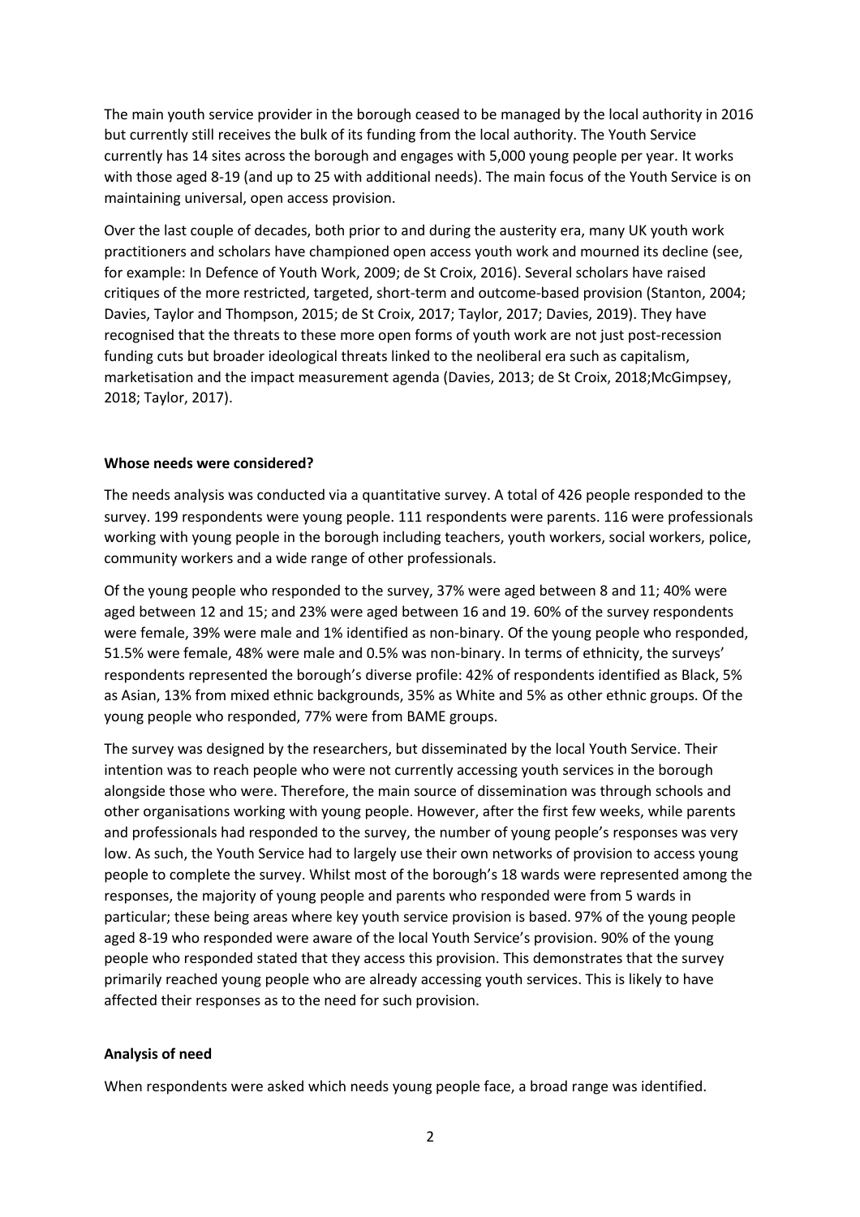The main youth service provider in the borough ceased to be managed by the local authority in 2016 but currently still receives the bulk of its funding from the local authority. The Youth Service currently has 14 sites across the borough and engages with 5,000 young people per year. It works with those aged 8-19 (and up to 25 with additional needs). The main focus of the Youth Service is on maintaining universal, open access provision.

Over the last couple of decades, both prior to and during the austerity era, many UK youth work practitioners and scholars have championed open access youth work and mourned its decline (see, for example: In Defence of Youth Work, 2009; de St Croix, 2016). Several scholars have raised critiques of the more restricted, targeted, short-term and outcome-based provision (Stanton, 2004; Davies, Taylor and Thompson, 2015; de St Croix, 2017; Taylor, 2017; Davies, 2019). They have recognised that the threats to these more open forms of youth work are not just post-recession funding cuts but broader ideological threats linked to the neoliberal era such as capitalism, marketisation and the impact measurement agenda (Davies, 2013; de St Croix, 2018;McGimpsey, 2018; Taylor, 2017).

**Whose needs were considered?**

The needs analysis was conducted via a quantitative survey. A total of 426 people responded to the survey. 199 respondents were young people. 111 respondents were parents. 116 were professionals working with young people in the borough including teachers, youth workers, social workers, police, community workers and a wide range of other professionals.

Of the young people who responded to the survey, 37% were aged between 8 and 11; 40% were aged between 12 and 15; and 23% were aged between 16 and 19. 60% of the survey respondents were female, 39% were male and 1% identified as non-binary. Of the young people who responded, 51.5% were female, 48% were male and 0.5% was non-binary. In terms of ethnicity, the surveys' respondents represented the borough's diverse profile: 42% of respondents identified as Black, 5% as Asian, 13% from mixed ethnic backgrounds, 35% as White and 5% as other ethnic groups. Of the young people who responded, 77% were from BAME groups.

The survey was designed by the researchers, but disseminated by the local Youth Service. Their intention was to reach people who were not currently accessing youth services in the borough alongside those who were. Therefore, the main source of dissemination was through schools and other organisations working with young people. However, after the first few weeks, while parents and professionals had responded to the survey, the number of young people's responses was very low. As such, the Youth Service had to largely use their own networks of provision to access young people to complete the survey. Whilst most of the borough's 18 wards were represented among the responses, the majority of young people and parents who responded were from 5 wards in particular; these being areas where key youth service provision is based. 97% of the young people aged 8-19 who responded were aware of the local Youth Service's provision. 90% of the young people who responded stated that they access this provision. This demonstrates that the survey primarily reached young people who are already accessing youth services. This is likely to have affected their responses as to the need for such provision.

**Analysis of need**

When respondents were asked which needs young people face, a broad range was identified.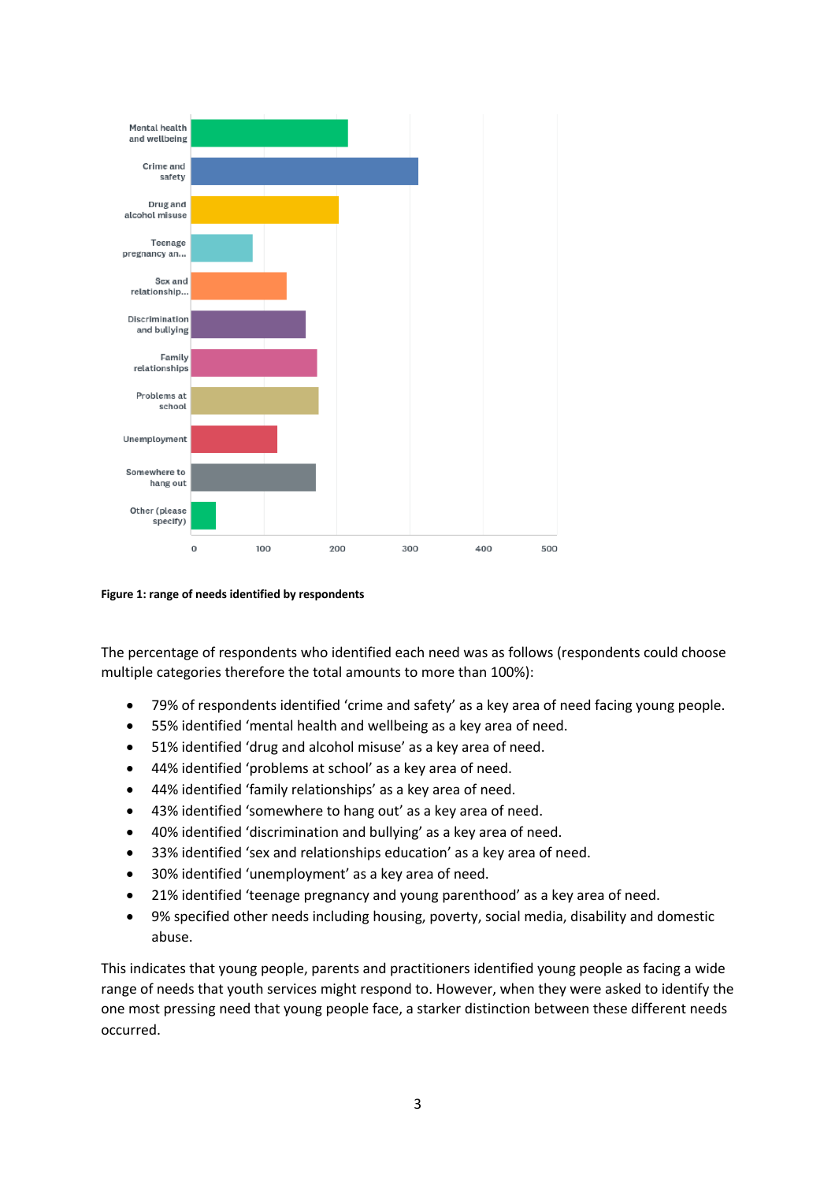Figure 1: range of needs identified by respondents

The percentage of respondents who identified each need was as follows (respondents could choose multiple categories therefore the total amounts to more than 100%):

- 79% of respondents identified ‘crime and safety’ as a key area of need facing young people.
- 55% identified ‘mental health and wellbeing as a key area of need.
- 51% identified ‘drug and alcohol misuse’ as a key area of need.
- 44% identified ‘problems at school’ as a key area of need.
- 44% identified ‘family relationships’ as a key area of need.
- 43% identified ‘somewhere to hang out’ as a key area of need.
- 40% identified ‘discrimination and bullying’ as a key area of need.
- 33% identified ‘sex and relationships education’ as a key area of need.
- 30% identified ‘unemployment’ as a key area of need.
- 21% identified ‘teenage pregnancy and young parenthood’ as a key area of need.
- 9% specified other needs including housing, poverty, social media, disability and domestic abuse.

This indicates that young people, parents and practitioners identified young people as facing a wide range of needs that youth services might respond to. However, when they were asked to identify the one most pressing need that young people face, a starker distinction between these different needs occurred.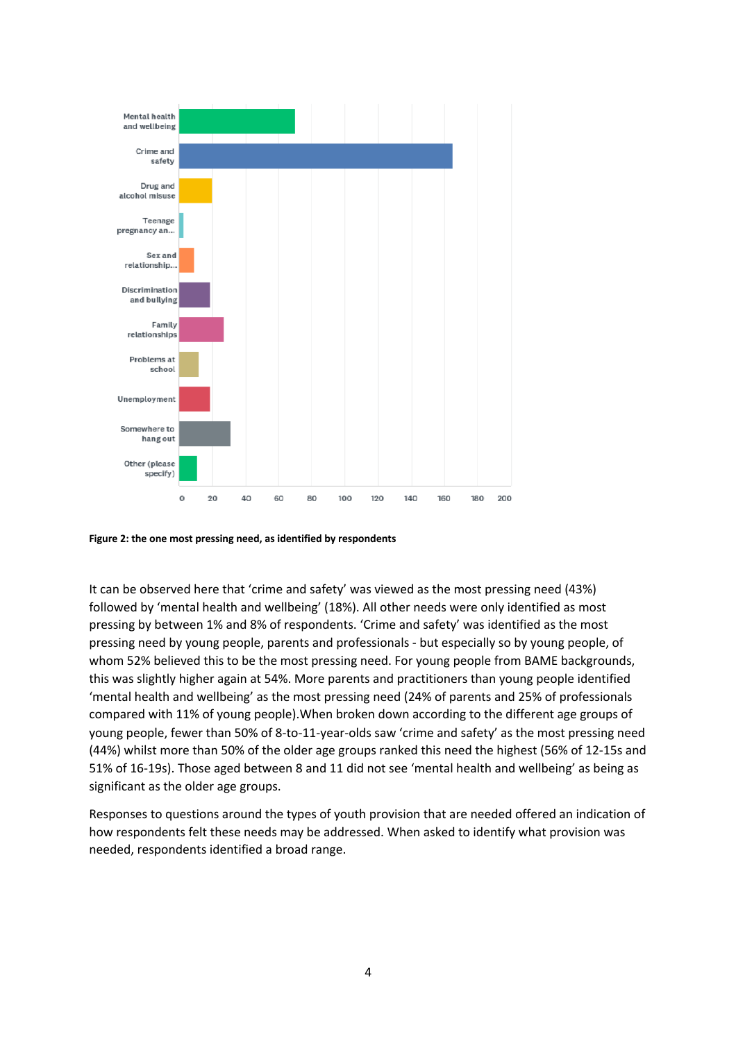**Figure 2: the one most pressing need, as identified by respondents**

It can be observed here that 'crime and safety' was viewed as the most pressing need (43%) followed by 'mental health and wellbeing' (18%). All other needs were only identified as most pressing by between 1% and 8% of respondents. 'Crime and safety' was identified as the most pressing need by young people, parents and professionals - but especially so by young people, of whom 52% believed this to be the most pressing need. For young people from BAME backgrounds, this was slightly higher again at 54%. More parents and practitioners than young people identified 'mental health and wellbeing' as the most pressing need (24% of parents and 25% of professionals compared with 11% of young people).When broken down according to the different age groups of young people, fewer than 50% of 8-to-11-year-olds saw 'crime and safety' as the most pressing need (44%) whilst more than 50% of the older age groups ranked this need the highest (56% of 12-15s and 51% of 16-19s). Those aged between 8 and 11 did not see 'mental health and wellbeing' as being as significant as the older age groups.

Responses to questions around the types of youth provision that are needed offered an indication of how respondents felt these needs may be addressed. When asked to identify what provision was needed, respondents identified a broad range.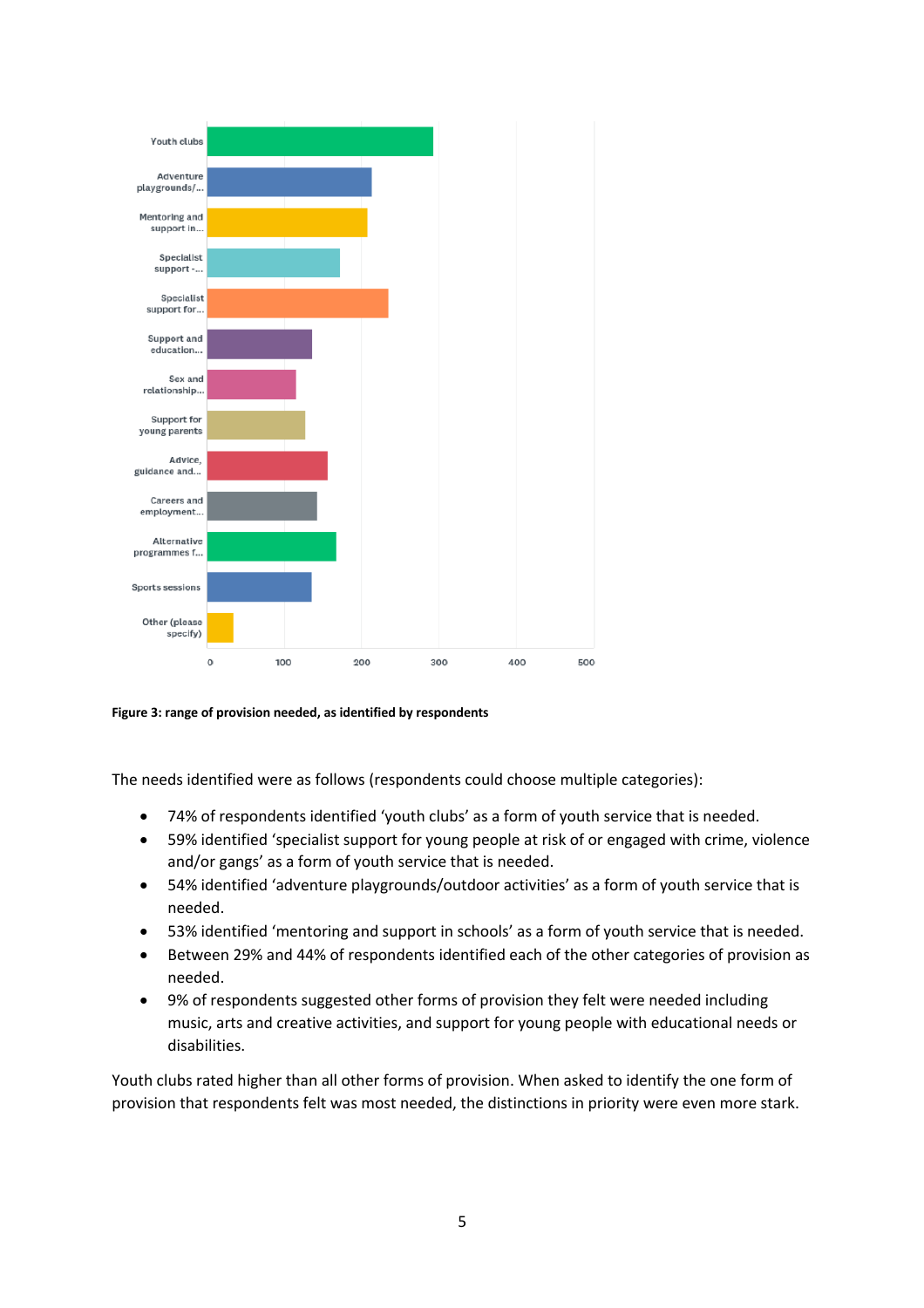**Figure 3: range of provision needed, as identified by respondents**

The needs identified were as follows (respondents could choose multiple categories):

- 74% of respondents identified 'youth clubs' as a form of youth service that is needed.
- 59% identified 'specialist support for young people at risk of or engaged with crime, violence and/or gangs' as a form of youth service that is needed.
- 54% identified 'adventure playgrounds/outdoor activities' as a form of youth service that is needed.
- 53% identified 'mentoring and support in schools' as a form of youth service that is needed.
- Between 29% and 44% of respondents identified each of the other categories of provision as needed.
- 9% of respondents suggested other forms of provision they felt were needed including music, arts and creative activities, and support for young people with educational needs or disabilities.

Youth clubs rated higher than all other forms of provision. When asked to identify the one form of provision that respondents felt was most needed, the distinctions in priority were even more stark.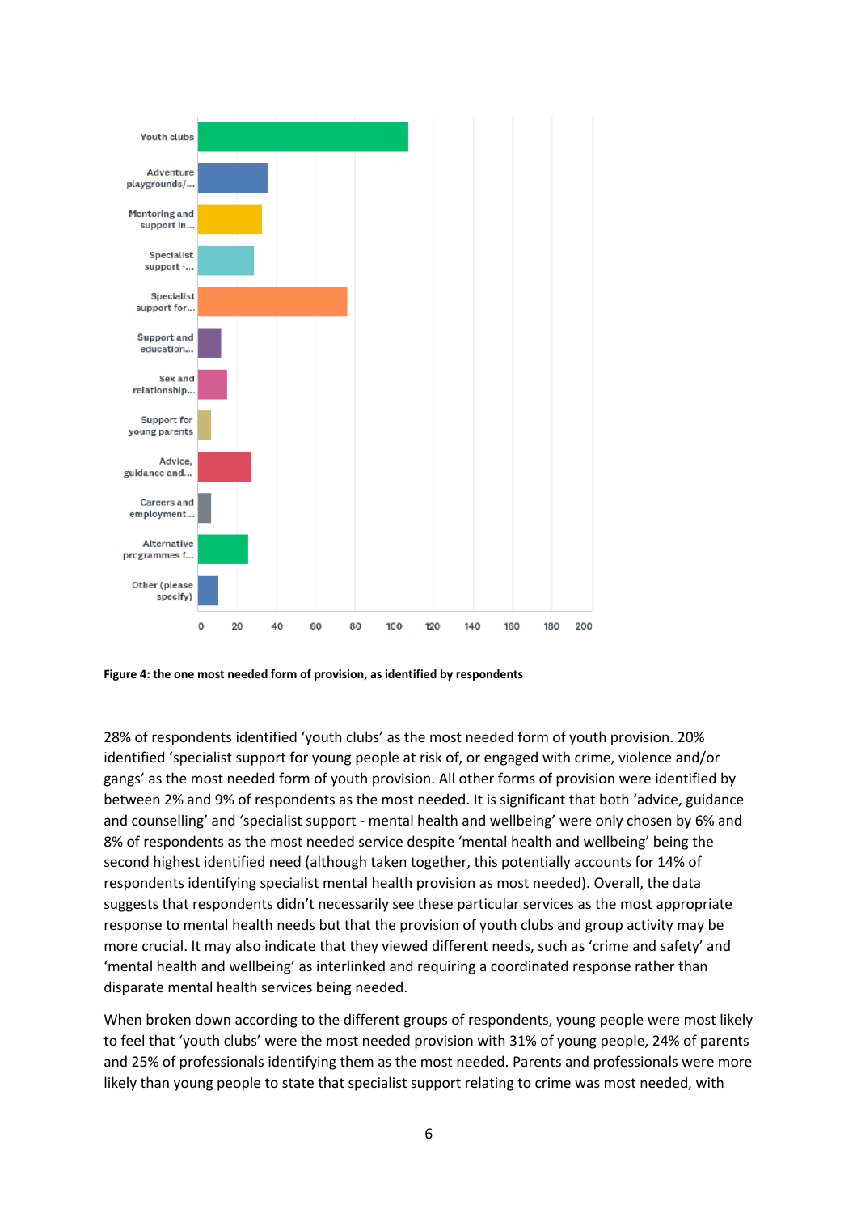Youth clubs

Adventure playgrounds/...

Mentoring and support in...

Specialist support -...

Specialist support for...

Support and education...

Sex and relationship...

Support for young parents

Advice, guidance and...

Careers and employment...

Alternative programmes f...

Other (please specify)

0 20 40 60 80 100 120 140 160 180 200

**Figure 4: the one most needed form of provision, as identified by respondents**

28% of respondents identified 'youth clubs' as the most needed form of youth provision. 20% identified 'specialist support for young people at risk of, or engaged with crime, violence and/or gangs' as the most needed form of youth provision. All other forms of provision were identified by between 2% and 9% of respondents as the most needed. It is significant that both 'advice, guidance and counselling' and 'specialist support - mental health and wellbeing' were only chosen by 6% and 8% of respondents as the most needed service despite 'mental health and wellbeing' being the second highest identified need (although taken together, this potentially accounts for 14% of respondents identifying specialist mental health provision as most needed). Overall, the data suggests that respondents didn't necessarily see these particular services as the most appropriate response to mental health needs but that the provision of youth clubs and group activity may be more crucial. It may also indicate that they viewed different needs, such as 'crime and safety' and 'mental health and wellbeing' as interlinked and requiring a coordinated response rather than disparate mental health services being needed.

When broken down according to the different groups of respondents, young people were most likely to feel that 'youth clubs' were the most needed provision with 31% of young people, 24% of parents and 25% of professionals identifying them as the most needed. Parents and professionals were more likely than young people to state that specialist support relating to crime was most needed, with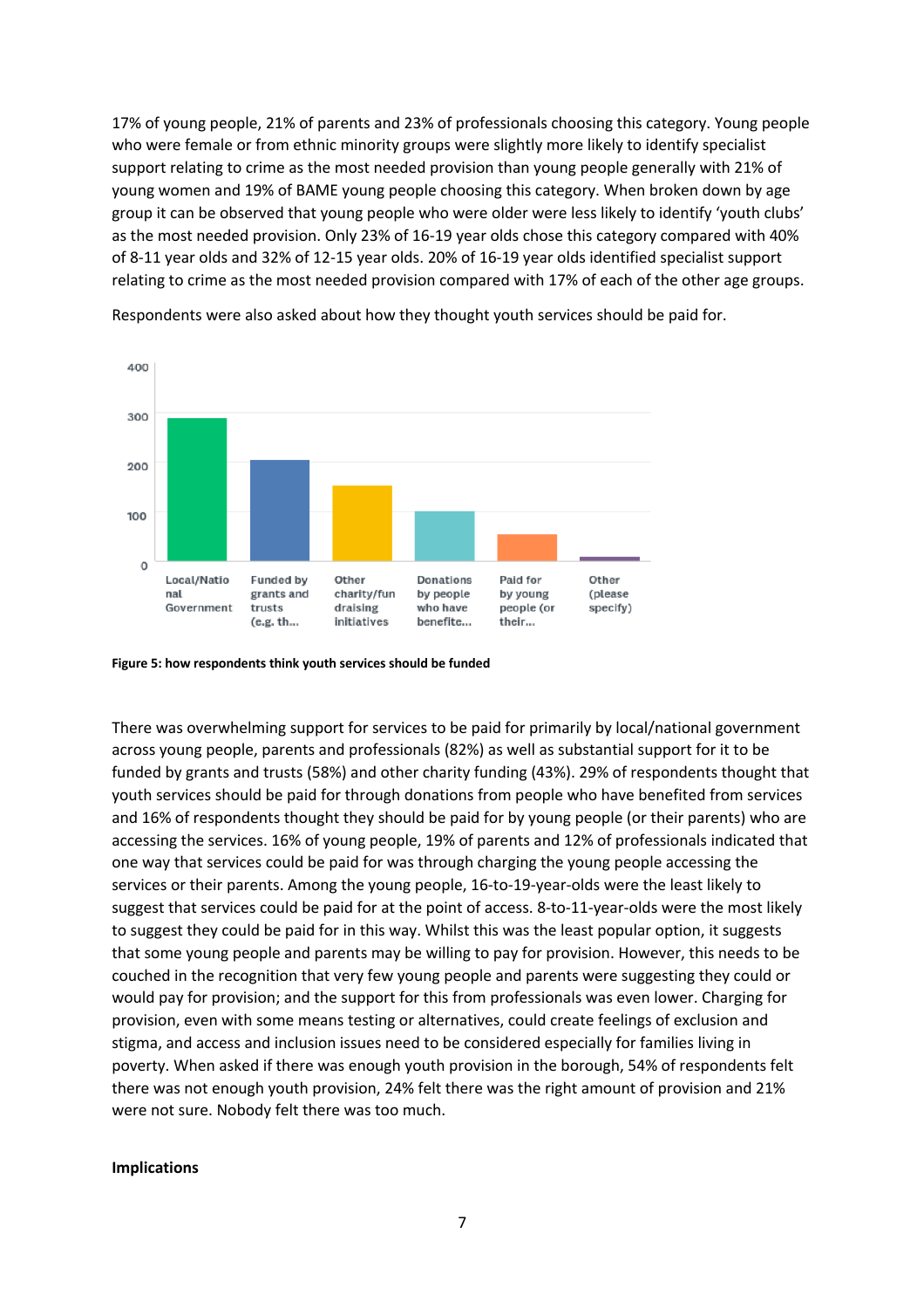17% of young people, 21% of parents and 23% of professionals choosing this category. Young people who were female or from ethnic minority groups were slightly more likely to identify specialist support relating to crime as the most needed provision than young people generally with 21% of young women and 19% of BAME young people choosing this category. When broken down by age group it can be observed that young people who were older were less likely to identify 'youth clubs' as the most needed provision. Only 23% of 16-19 year olds chose this category compared with 40% of 8-11 year olds and 32% of 12-15 year olds. 20% of 16-19 year olds identified specialist support relating to crime as the most needed provision compared with 17% of each of the other age groups.

Respondents were also asked about how they thought youth services should be paid for.

**Figure 5: how respondents think youth services should be funded**

There was overwhelming support for services to be paid for primarily by local/national government across young people, parents and professionals (82%) as well as substantial support for it to be funded by grants and trusts (58%) and other charity funding (43%). 29% of respondents thought that youth services should be paid for through donations from people who have benefited from services and 16% of respondents thought they should be paid for by young people (or their parents) who are accessing the services. 16% of young people, 19% of parents and 12% of professionals indicated that one way that services could be paid for was through charging the young people accessing the services or their parents. Among the young people, 16-to-19-year-olds were the least likely to suggest that services could be paid for at the point of access. 8-to-11-year-olds were the most likely to suggest they could be paid for in this way. Whilst this was the least popular option, it suggests that some young people and parents may be willing to pay for provision. However, this needs to be couched in the recognition that very few young people and parents were suggesting they could or would pay for provision; and the support for this from professionals was even lower. Charging for provision, even with some means testing or alternatives, could create feelings of exclusion and stigma, and access and inclusion issues need to be considered especially for families living in poverty. When asked if there was enough youth provision in the borough, 54% of respondents felt there was not enough youth provision, 24% felt there was the right amount of provision and 21% were not sure. Nobody felt there was too much.

**Implications**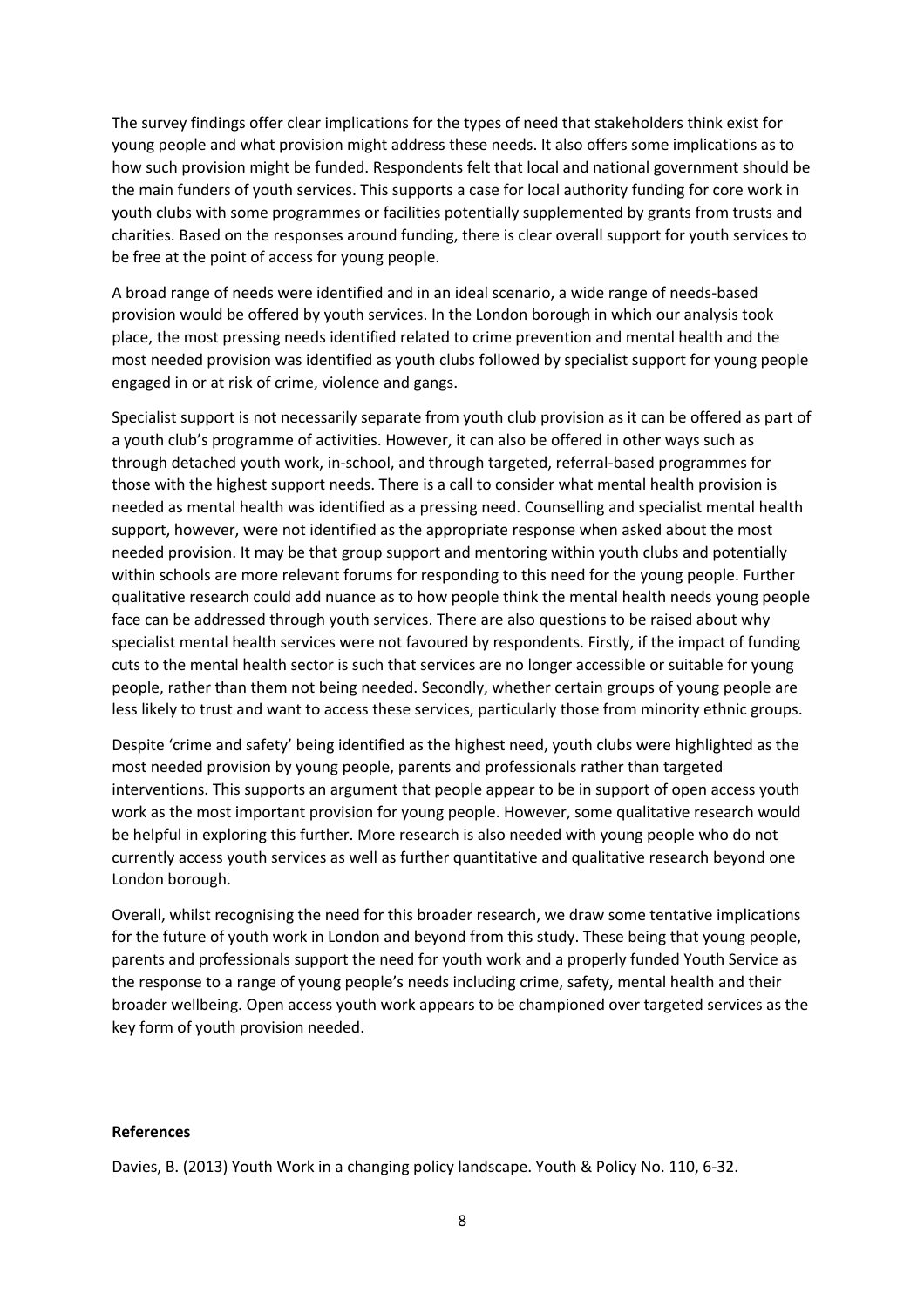The survey findings offer clear implications for the types of need that stakeholders think exist for young people and what provision might address these needs. It also offers some implications as to how such provision might be funded. Respondents felt that local and national government should be the main funders of youth services. This supports a case for local authority funding for core work in youth clubs with some programmes or facilities potentially supplemented by grants from trusts and charities. Based on the responses around funding, there is clear overall support for youth services to be free at the point of access for young people.

A broad range of needs were identified and in an ideal scenario, a wide range of needs-based provision would be offered by youth services. In the London borough in which our analysis took place, the most pressing needs identified related to crime prevention and mental health and the most needed provision was identified as youth clubs followed by specialist support for young people engaged in or at risk of crime, violence and gangs.

Specialist support is not necessarily separate from youth club provision as it can be offered as part of a youth club's programme of activities. However, it can also be offered in other ways such as through detached youth work, in-school, and through targeted, referral-based programmes for those with the highest support needs. There is a call to consider what mental health provision is needed as mental health was identified as a pressing need. Counselling and specialist mental health support, however, were not identified as the appropriate response when asked about the most needed provision. It may be that group support and mentoring within youth clubs and potentially within schools are more relevant forums for responding to this need for the young people. Further qualitative research could add nuance as to how people think the mental health needs young people face can be addressed through youth services. There are also questions to be raised about why specialist mental health services were not favoured by respondents. Firstly, if the impact of funding cuts to the mental health sector is such that services are no longer accessible or suitable for young people, rather than them not being needed. Secondly, whether certain groups of young people are less likely to trust and want to access these services, particularly those from minority ethnic groups.

Despite 'crime and safety' being identified as the highest need, youth clubs were highlighted as the most needed provision by young people, parents and professionals rather than targeted interventions. This supports an argument that people appear to be in support of open access youth work as the most important provision for young people. However, some qualitative research would be helpful in exploring this further. More research is also needed with young people who do not currently access youth services as well as further quantitative and qualitative research beyond one London borough.

Overall, whilst recognising the need for this broader research, we draw some tentative implications for the future of youth work in London and beyond from this study. These being that young people, parents and professionals support the need for youth work and a properly funded Youth Service as the response to a range of young people's needs including crime, safety, mental health and their broader wellbeing. Open access youth work appears to be championed over targeted services as the key form of youth provision needed.

**References**

Davies, B. (2013) Youth Work in a changing policy landscape. Youth & Policy No. 110, 6-32.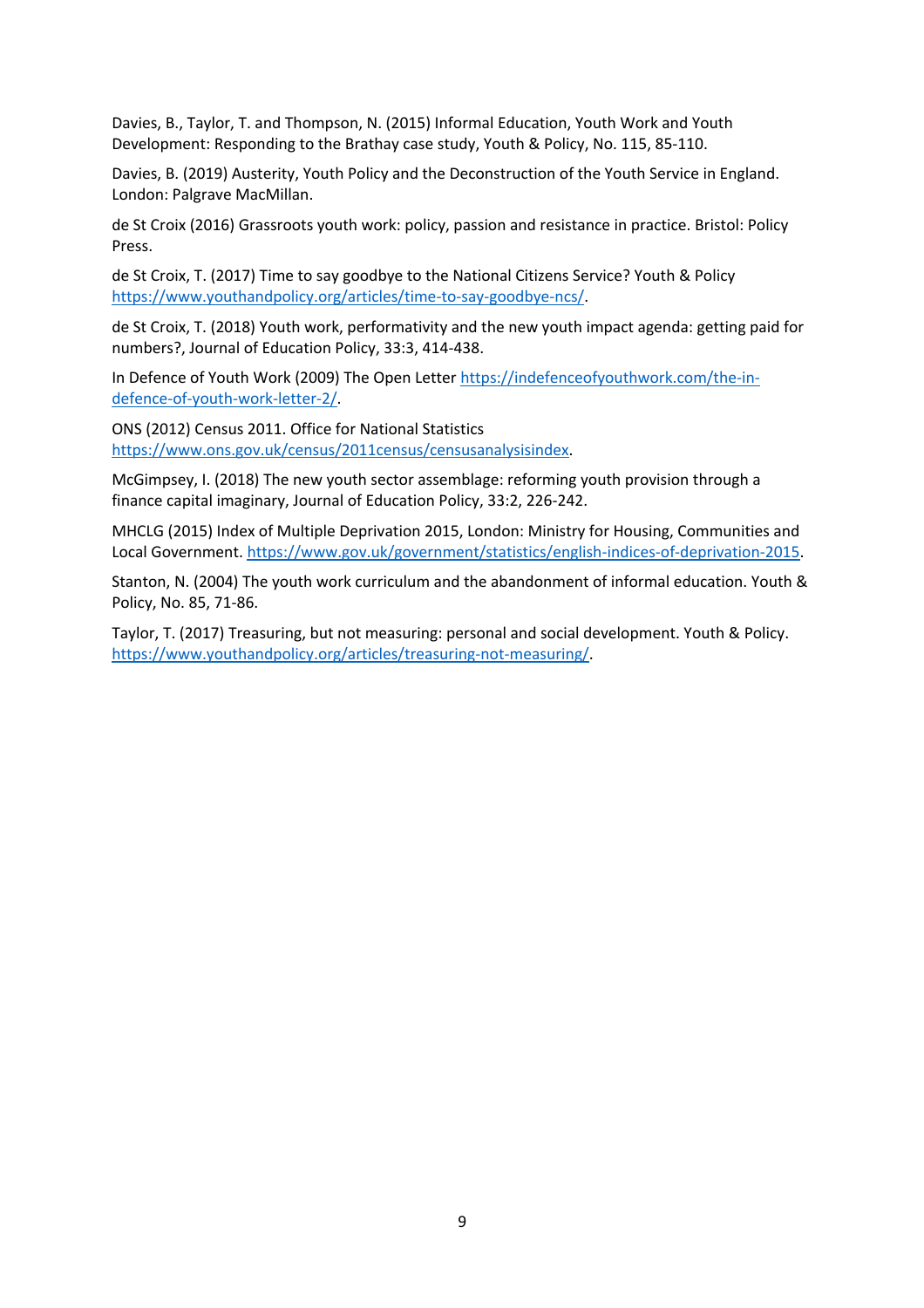Davies, B., Taylor, T. and Thompson, N. (2015) Informal Education, Youth Work and Youth Development: Responding to the Brathay case study, Youth & Policy, No. 115, 85-110.

Davies, B. (2019) Austerity, Youth Policy and the Deconstruction of the Youth Service in England. London: Palgrave MacMillan.

de St Croix (2016) Grassroots youth work: policy, passion and resistance in practice. Bristol: Policy Press.

de St Croix, T. (2017) Time to say goodbye to the National Citizens Service? Youth & Policy https://www.youthandpolicy.org/articles/time-to-say-goodbye-ncs/.

de St Croix, T. (2018) Youth work, performativity and the new youth impact agenda: getting paid for numbers?, Journal of Education Policy, 33:3, 414-438.

In Defence of Youth Work (2009) The Open Letter https://indefenceofyouthwork.com/the-in-defence-of-youth-work-letter-2/.

ONS (2012) Census 2011. Office for National Statistics https://www.ons.gov.uk/census/2011census/censusanalysisindex.

McGimpsey, I. (2018) The new youth sector assemblage: reforming youth provision through a finance capital imaginary, Journal of Education Policy, 33:2, 226-242.

MHCLG (2015) Index of Multiple Deprivation 2015, London: Ministry for Housing, Communities and Local Government. https://www.gov.uk/government/statistics/english-indices-of-deprivation-2015.

Stanton, N. (2004) The youth work curriculum and the abandonment of informal education. Youth & Policy, No. 85, 71-86.

Taylor, T. (2017) Treasuring, but not measuring: personal and social development. Youth & Policy. https://www.youthandpolicy.org/articles/treasuring-not-measuring/.